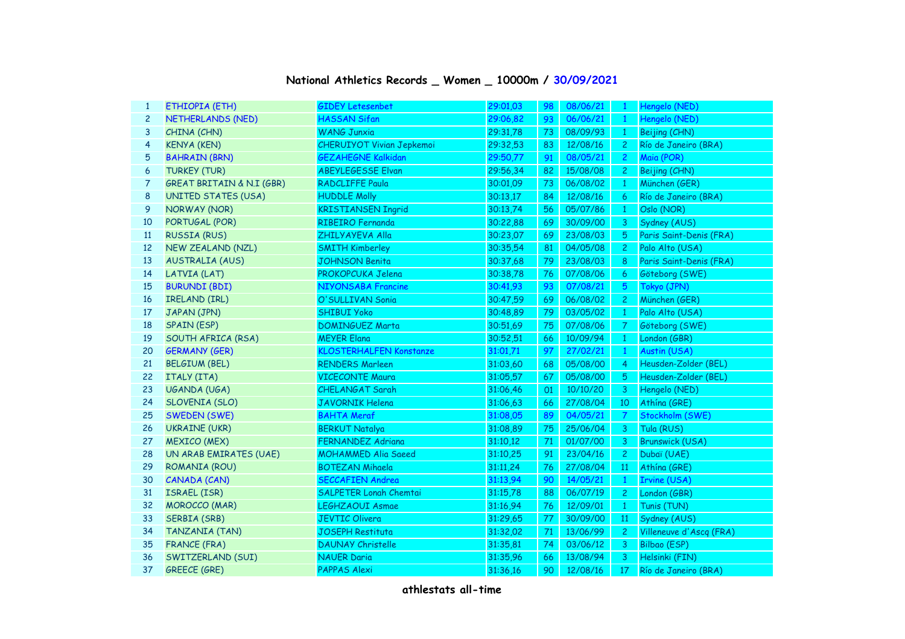# National Athletics Records _ Women _ 10000m / 30/09/2021

| | | | | | | | |
|---|---|---|---|---|---|---|---|
| 1 | ETHIOPIA (ETH) | GIDEY Letesenbet | 29:01,03 | 98 | 08/06/21 | 1 | Hengelo (NED) |
| 2 | NETHERLANDS (NED) | HASSAN Sifan | 29:06,82 | 93 | 06/06/21 | 1 | Hengelo (NED) |
| 3 | CHINA (CHN) | WANG Junxia | 29:31,78 | 73 | 08/09/93 | 1 | Beijing (CHN) |
| 4 | KENYA (KEN) | CHERUIYOT Vivian Jepkemoi | 29:32,53 | 83 | 12/08/16 | 2 | Río de Janeiro (BRA) |
| 5 | BAHRAIN (BRN) | GEZAHEGNE Kalkidan | 29:50,77 | 91 | 08/05/21 | 2 | Maia (POR) |
| 6 | TURKEY (TUR) | ABEYLEGESSE Elvan | 29:56,34 | 82 | 15/08/08 | 2 | Beijing (CHN) |
| 7 | GREAT BRITAIN & N.I (GBR) | RADCLIFFE Paula | 30:01,09 | 73 | 06/08/02 | 1 | München (GER) |
| 8 | UNITED STATES (USA) | HUDDLE Molly | 30:13,17 | 84 | 12/08/16 | 6 | Río de Janeiro (BRA) |
| 9 | NORWAY (NOR) | KRISTIANSEN Ingrid | 30:13,74 | 56 | 05/07/86 | 1 | Oslo (NOR) |
| 10 | PORTUGAL (POR) | RIBEIRO Fernanda | 30:22,88 | 69 | 30/09/00 | 3 | Sydney (AUS) |
| 11 | RUSSIA (RUS) | ZHILYAYEVA Alla | 30:23,07 | 69 | 23/08/03 | 5 | Paris Saint-Denis (FRA) |
| 12 | NEW ZEALAND (NZL) | SMITH Kimberley | 30:35,54 | 81 | 04/05/08 | 2 | Palo Alto (USA) |
| 13 | AUSTRALIA (AUS) | JOHNSON Benita | 30:37,68 | 79 | 23/08/03 | 8 | Paris Saint-Denis (FRA) |
| 14 | LATVIA (LAT) | PROKOPCUKA Jelena | 30:38,78 | 76 | 07/08/06 | 6 | Göteborg (SWE) |
| 15 | BURUNDI (BDI) | NIYONSABA Francine | 30:41,93 | 93 | 07/08/21 | 5 | Tokyo (JPN) |
| 16 | IRELAND (IRL) | O'SULLIVAN Sonia | 30:47,59 | 69 | 06/08/02 | 2 | München (GER) |
| 17 | JAPAN (JPN) | SHIBUI Yoko | 30:48,89 | 79 | 03/05/02 | 1 | Palo Alto (USA) |
| 18 | SPAIN (ESP) | DOMINGUEZ Marta | 30:51,69 | 75 | 07/08/06 | 7 | Göteborg (SWE) |
| 19 | SOUTH AFRICA (RSA) | MEYER Elana | 30:52,51 | 66 | 10/09/94 | 1 | London (GBR) |
| 20 | GERMANY (GER) | KLOSTERHALFEN Konstanze | 31:01,71 | 97 | 27/02/21 | 1 | Austin (USA) |
| 21 | BELGIUM (BEL) | RENDERS Marleen | 31:03,60 | 68 | 05/08/00 | 4 | Heusden-Zolder (BEL) |
| 22 | ITALY (ITA) | VICECONTE Maura | 31:05,57 | 67 | 05/08/00 | 5 | Heusden-Zolder (BEL) |
| 23 | UGANDA (UGA) | CHELANGAT Sarah | 31:06,46 | 01 | 10/10/20 | 3 | Hengelo (NED) |
| 24 | SLOVENIA (SLO) | JAVORNIK Helena | 31:06,63 | 66 | 27/08/04 | 10 | Athína (GRE) |
| 25 | SWEDEN (SWE) | BAHTA Meraf | 31:08,05 | 89 | 04/05/21 | 7 | Stockholm (SWE) |
| 26 | UKRAINE (UKR) | BERKUT Natalya | 31:08,89 | 75 | 25/06/04 | 3 | Tula (RUS) |
| 27 | MEXICO (MEX) | FERNANDEZ Adriana | 31:10,12 | 71 | 01/07/00 | 3 | Brunswick (USA) |
| 28 | UN ARAB EMIRATES (UAE) | MOHAMMED Alia Saeed | 31:10,25 | 91 | 23/04/16 | 2 | Dubaï (UAE) |
| 29 | ROMANIA (ROU) | BOTEZAN Mihaela | 31:11,24 | 76 | 27/08/04 | 11 | Athína (GRE) |
| 30 | CANADA (CAN) | SECCAFIEN Andrea | 31:13,94 | 90 | 14/05/21 | 1 | Irvine (USA) |
| 31 | ISRAEL (ISR) | SALPETER Lonah Chemtai | 31:15,78 | 88 | 06/07/19 | 2 | London (GBR) |
| 32 | MOROCCO (MAR) | LEGHZAOUI Asmae | 31:16,94 | 76 | 12/09/01 | 1 | Tunis (TUN) |
| 33 | SERBIA (SRB) | JEVTIC Olivera | 31:29,65 | 77 | 30/09/00 | 11 | Sydney (AUS) |
| 34 | TANZANIA (TAN) | JOSEPH Restituta | 31:32,02 | 71 | 13/06/99 | 2 | Villeneuve d'Ascq (FRA) |
| 35 | FRANCE (FRA) | DAUNAY Christelle | 31:35,81 | 74 | 03/06/12 | 3 | Bilbao (ESP) |
| 36 | SWITZERLAND (SUI) | NAUER Daria | 31:35,96 | 66 | 13/08/94 | 3 | Helsinki (FIN) |
| 37 | GREECE (GRE) | PAPPAS Alexi | 31:36,16 | 90 | 12/08/16 | 17 | Río de Janeiro (BRA) |

athlestats all-time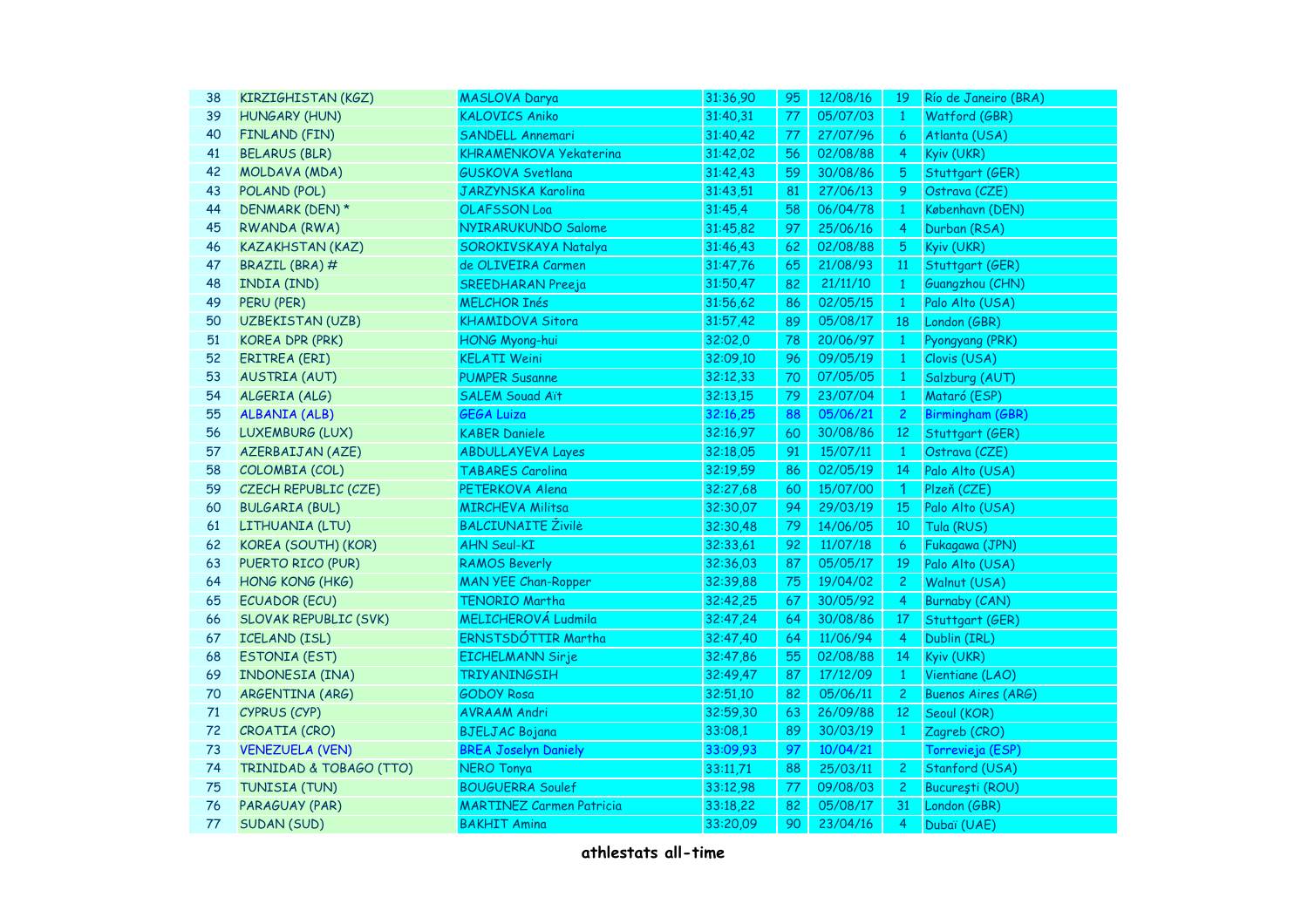| 38 | KIRZIGHISTAN (KGZ) | MASLOVA Darya | 31:36,90 | 95 | 12/08/16 | 19 | Río de Janeiro (BRA) |
|---|---|---|---|---|---|---|---|
| 39 | HUNGARY (HUN) | KALOVICS Aniko | 31:40,31 | 77 | 05/07/03 | 1 | Watford (GBR) |
| 40 | FINLAND (FIN) | SANDELL Annemari | 31:40,42 | 77 | 27/07/96 | 6 | Atlanta (USA) |
| 41 | BELARUS (BLR) | KHRAMENKOVA Yekaterina | 31:42,02 | 56 | 02/08/88 | 4 | Kyiv (UKR) |
| 42 | MOLDAVA (MDA) | GUSKOVA Svetlana | 31:42,43 | 59 | 30/08/86 | 5 | Stuttgart (GER) |
| 43 | POLAND (POL) | JARZYNSKA Karolina | 31:43,51 | 81 | 27/06/13 | 9 | Ostrava (CZE) |
| 44 | DENMARK (DEN) * | OLAFSSON Loa | 31:45,4 | 58 | 06/04/78 | 1 | København (DEN) |
| 45 | RWANDA (RWA) | NYIRARUKUNDO Salome | 31:45,82 | 97 | 25/06/16 | 4 | Durban (RSA) |
| 46 | KAZAKHSTAN (KAZ) | SOROKIVSKAYA Natalya | 31:46,43 | 62 | 02/08/88 | 5 | Kyiv (UKR) |
| 47 | BRAZIL (BRA) # | de OLIVEIRA Carmen | 31:47,76 | 65 | 21/08/93 | 11 | Stuttgart (GER) |
| 48 | INDIA (IND) | SREEDHARAN Preeja | 31:50,47 | 82 | 21/11/10 | 1 | Guangzhou (CHN) |
| 49 | PERU (PER) | MELCHOR Inés | 31:56,62 | 86 | 02/05/15 | 1 | Palo Alto (USA) |
| 50 | UZBEKISTAN (UZB) | KHAMIDOVA Sitora | 31:57,42 | 89 | 05/08/17 | 18 | London (GBR) |
| 51 | KOREA DPR (PRK) | HONG Myong-hui | 32:02,0 | 78 | 20/06/97 | 1 | Pyongyang (PRK) |
| 52 | ERITREA (ERI) | KELATI Weini | 32:09,10 | 96 | 09/05/19 | 1 | Clovis (USA) |
| 53 | AUSTRIA (AUT) | PUMPER Susanne | 32:12,33 | 70 | 07/05/05 | 1 | Salzburg (AUT) |
| 54 | ALGERIA (ALG) | SALEM Souad Aït | 32:13,15 | 79 | 23/07/04 | 1 | Mataró (ESP) |
| 55 | ALBANIA (ALB) | GEGA Luiza | 32:16,25 | 88 | 05/06/21 | 2 | Birmingham (GBR) |
| 56 | LUXEMBURG (LUX) | KABER Daniele | 32:16,97 | 60 | 30/08/86 | 12 | Stuttgart (GER) |
| 57 | AZERBAIJAN (AZE) | ABDULLAYEVA Layes | 32:18,05 | 91 | 15/07/11 | 1 | Ostrava (CZE) |
| 58 | COLOMBIA (COL) | TABARES Carolina | 32:19,59 | 86 | 02/05/19 | 14 | Palo Alto (USA) |
| 59 | CZECH REPUBLIC (CZE) | PETERKOVA Alena | 32:27,68 | 60 | 15/07/00 | 1 | Plzeň (CZE) |
| 60 | BULGARIA (BUL) | MIRCHEVA Militsa | 32:30,07 | 94 | 29/03/19 | 15 | Palo Alto (USA) |
| 61 | LITHUANIA (LTU) | BALCIUNAITE Živilė | 32:30,48 | 79 | 14/06/05 | 10 | Tula (RUS) |
| 62 | KOREA (SOUTH) (KOR) | AHN Seul-KI | 32:33,61 | 92 | 11/07/18 | 6 | Fukagawa (JPN) |
| 63 | PUERTO RICO (PUR) | RAMOS Beverly | 32:36,03 | 87 | 05/05/17 | 19 | Palo Alto (USA) |
| 64 | HONG KONG (HKG) | MAN YEE Chan-Ropper | 32:39,88 | 75 | 19/04/02 | 2 | Walnut (USA) |
| 65 | ECUADOR (ECU) | TENORIO Martha | 32:42,25 | 67 | 30/05/92 | 4 | Burnaby (CAN) |
| 66 | SLOVAK REPUBLIC (SVK) | MELICHEROVÁ Ludmila | 32:47,24 | 64 | 30/08/86 | 17 | Stuttgart (GER) |
| 67 | ICELAND (ISL) | ERNSTSDÓTTIR Martha | 32:47,40 | 64 | 11/06/94 | 4 | Dublin (IRL) |
| 68 | ESTONIA (EST) | EICHELMANN Sirje | 32:47,86 | 55 | 02/08/88 | 14 | Kyiv (UKR) |
| 69 | INDONESIA (INA) | TRIYANINGSIH | 32:49,47 | 87 | 17/12/09 | 1 | Vientiane (LAO) |
| 70 | ARGENTINA (ARG) | GODOY Rosa | 32:51,10 | 82 | 05/06/11 | 2 | Buenos Aires (ARG) |
| 71 | CYPRUS (CYP) | AVRAAM Andri | 32:59,30 | 63 | 26/09/88 | 12 | Seoul (KOR) |
| 72 | CROATIA (CRO) | BJELJAC Bojana | 33:08,1 | 89 | 30/03/19 | 1 | Zagreb (CRO) |
| 73 | VENEZUELA (VEN) | BREA Joselyn Daniely | 33:09,93 | 97 | 10/04/21 | | Torrevieja (ESP) |
| 74 | TRINIDAD & TOBAGO (TTO) | NERO Tonya | 33:11,71 | 88 | 25/03/11 | 2 | Stanford (USA) |
| 75 | TUNISIA (TUN) | BOUGUERRA Soulef | 33:12,98 | 77 | 09/08/03 | 2 | Bucureşti (ROU) |
| 76 | PARAGUAY (PAR) | MARTINEZ Carmen Patricia | 33:18,22 | 82 | 05/08/17 | 31 | London (GBR) |
| 77 | SUDAN (SUD) | BAKHIT Amina | 33:20,09 | 90 | 23/04/16 | 4 | Dubaï (UAE) |

**athlestats all-time**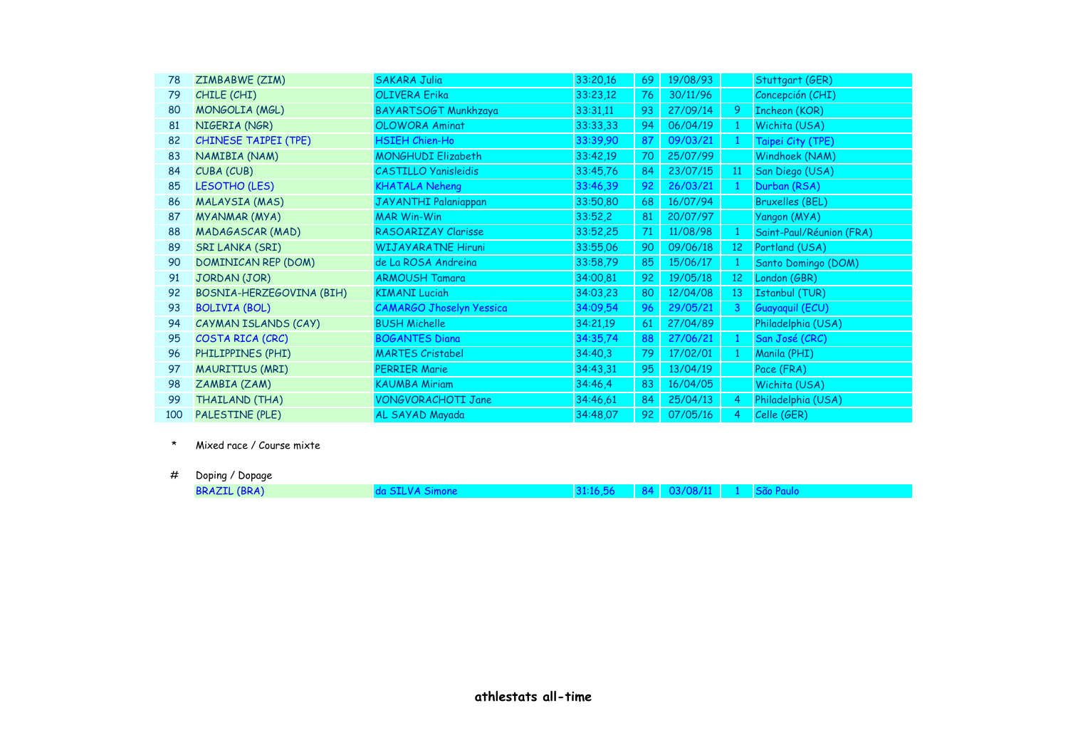| | | | | | | | |
|---|---|---|---|---|---|---|---|
| 78 | ZIMBABWE (ZIM) | SAKARA Julia | 33:20,16 | 69 | 19/08/93 | | Stuttgart (GER) |
| 79 | CHILE (CHI) | OLIVERA Erika | 33:23,12 | 76 | 30/11/96 | | Concepción (CHI) |
| 80 | MONGOLIA (MGL) | BAYARTSOGT Munkhzaya | 33:31,11 | 93 | 27/09/14 | 9 | Incheon (KOR) |
| 81 | NIGERIA (NGR) | OLOWORA Aminat | 33:33,33 | 94 | 06/04/19 | 1 | Wichita (USA) |
| 82 | CHINESE TAIPEI (TPE) | HSIEH Chien-Ho | 33:39,90 | 87 | 09/03/21 | 1 | Taipei City (TPE) |
| 83 | NAMIBIA (NAM) | MONGHUDI Elizabeth | 33:42,19 | 70 | 25/07/99 | | Windhoek (NAM) |
| 84 | CUBA (CUB) | CASTILLO Yanisleidis | 33:45,76 | 84 | 23/07/15 | 11 | San Diego (USA) |
| 85 | LESOTHO (LES) | KHATALA Neheng | 33:46,39 | 92 | 26/03/21 | 1 | Durban (RSA) |
| 86 | MALAYSIA (MAS) | JAYANTHI Palaniappan | 33:50,80 | 68 | 16/07/94 | | Bruxelles (BEL) |
| 87 | MYANMAR (MYA) | MAR Win-Win | 33:52,2 | 81 | 20/07/97 | | Yangon (MYA) |
| 88 | MADAGASCAR (MAD) | RASOARIZAY Clarisse | 33:52,25 | 71 | 11/08/98 | 1 | Saint-Paul/Réunion (FRA) |
| 89 | SRI LANKA (SRI) | WIJAYARATNE Hiruni | 33:55,06 | 90 | 09/06/18 | 12 | Portland (USA) |
| 90 | DOMINICAN REP (DOM) | de La ROSA Andreina | 33:58,79 | 85 | 15/06/17 | 1 | Santo Domingo (DOM) |
| 91 | JORDAN (JOR) | ARMOUSH Tamara | 34:00,81 | 92 | 19/05/18 | 12 | London (GBR) |
| 92 | BOSNIA-HERZEGOVINA (BIH) | KIMANI Luciah | 34:03,23 | 80 | 12/04/08 | 13 | Istanbul (TUR) |
| 93 | BOLIVIA (BOL) | CAMARGO Jhoselyn Yessica | 34:09,54 | 96 | 29/05/21 | 3 | Guayaquil (ECU) |
| 94 | CAYMAN ISLANDS (CAY) | BUSH Michelle | 34:21,19 | 61 | 27/04/89 | | Philadelphia (USA) |
| 95 | COSTA RICA (CRC) | BOGANTES Diana | 34:35,74 | 88 | 27/06/21 | 1 | San José (CRC) |
| 96 | PHILIPPINES (PHI) | MARTES Cristabel | 34:40,3 | 79 | 17/02/01 | 1 | Manila (PHI) |
| 97 | MAURITIUS (MRI) | PERRIER Marie | 34:43,31 | 95 | 13/04/19 | | Pace (FRA) |
| 98 | ZAMBIA (ZAM) | KAUMBA Miriam | 34:46,4 | 83 | 16/04/05 | | Wichita (USA) |
| 99 | THAILAND (THA) | VONGVORACHOTI Jane | 34:46,61 | 84 | 25/04/13 | 4 | Philadelphia (USA) |
| 100 | PALESTINE (PLE) | AL SAYAD Mayada | 34:48,07 | 92 | 07/05/16 | 4 | Celle (GER) |

\* Mixed race / Course mixte

\# Doping / Dopage

| | | | | | | | |
|---|---|---|---|---|---|---|---|
| | BRAZIL (BRA) | da SILVA Simone | 31:16,56 | 84 | 03/08/11 | 1 | São Paulo |

**athlestats all-time**